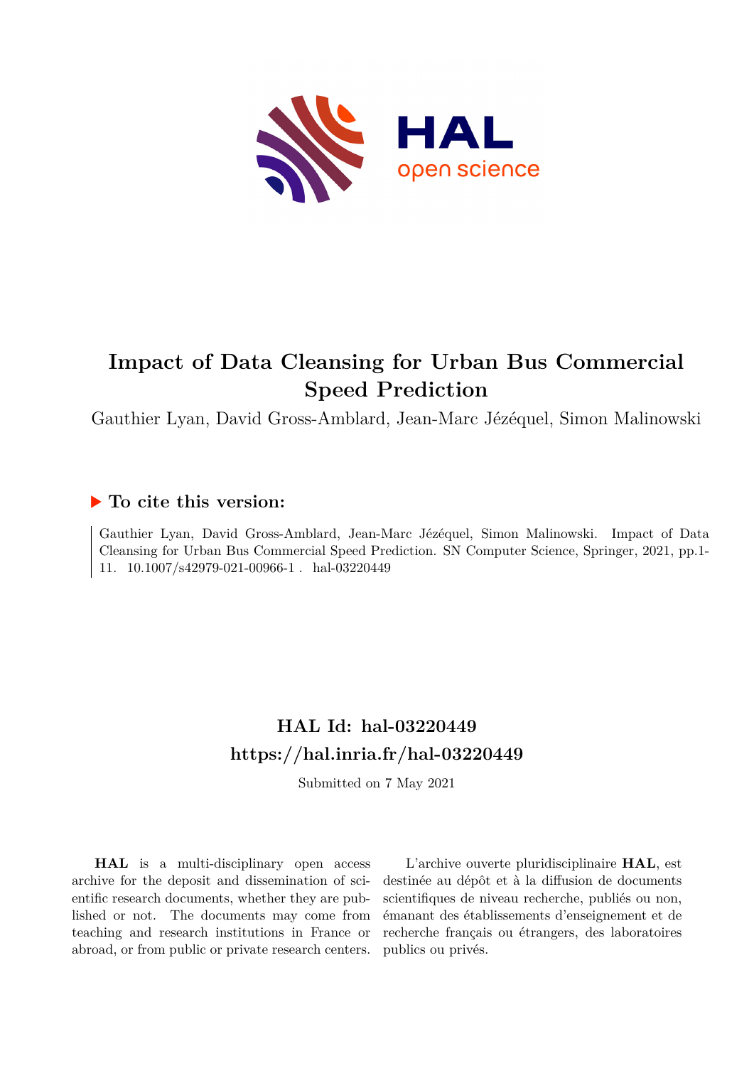# Impact of Data Cleansing for Urban Bus Commercial Speed Prediction

Gauthier Lyan, David Gross-Amblard, Jean-Marc Jézéquel, Simon Malinowski

## ▶ To cite this version:

Gauthier Lyan, David Gross-Amblard, Jean-Marc Jézéquel, Simon Malinowski. Impact of Data Cleansing for Urban Bus Commercial Speed Prediction. SN Computer Science, Springer, 2021, pp.1-11. 10.1007/s42979-021-00966-1 . hal-03220449

## HAL Id: hal-03220449
## https://hal.inria.fr/hal-03220449

Submitted on 7 May 2021

**HAL** is a multi-disciplinary open access archive for the deposit and dissemination of scientific research documents, whether they are published or not. The documents may come from teaching and research institutions in France or abroad, or from public or private research centers.

L'archive ouverte pluridisciplinaire **HAL**, est destinée au dépôt et à la diffusion de documents scientifiques de niveau recherche, publiés ou non, émanant des établissements d'enseignement et de recherche français ou étrangers, des laboratoires publics ou privés.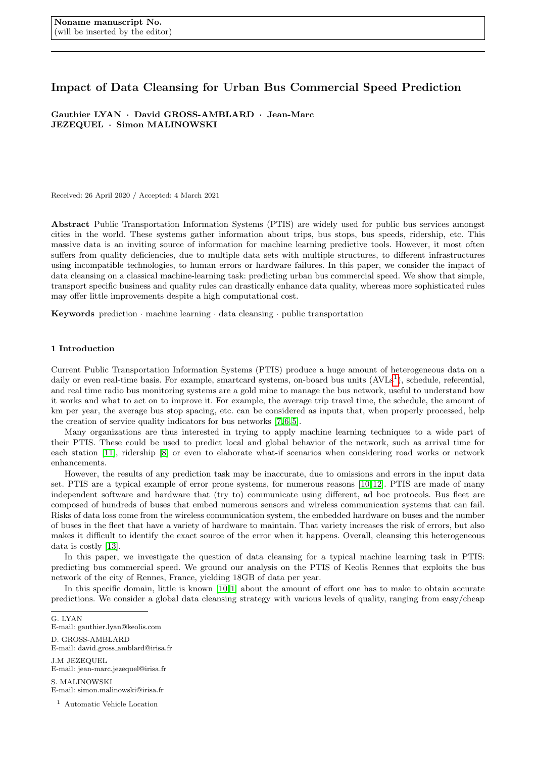Noname manuscript No.
(will be inserted by the editor)

# Impact of Data Cleansing for Urban Bus Commercial Speed Prediction

**Gauthier LYAN · David GROSS-AMBLARD · Jean-Marc JEZEQUEL · Simon MALINOWSKI**

Received: 26 April 2020 / Accepted: 4 March 2021

**Abstract** Public Transportation Information Systems (PTIS) are widely used for public bus services amongst cities in the world. These systems gather information about trips, bus stops, bus speeds, ridership, etc. This massive data is an inviting source of information for machine learning predictive tools. However, it most often suffers from quality deficiencies, due to multiple data sets with multiple structures, to different infrastructures using incompatible technologies, to human errors or hardware failures. In this paper, we consider the impact of data cleansing on a classical machine-learning task: predicting urban bus commercial speed. We show that simple, transport specific business and quality rules can drastically enhance data quality, whereas more sophisticated rules may offer little improvements despite a high computational cost.

**Keywords** prediction · machine learning · data cleansing · public transportation

## 1 Introduction

Current Public Transportation Information Systems (PTIS) produce a huge amount of heterogeneous data on a daily or even real-time basis. For example, smartcard systems, on-board bus units (AVLs[1]), schedule, referential, and real time radio bus monitoring systems are a gold mine to manage the bus network, useful to understand how it works and what to act on to improve it. For example, the average trip travel time, the schedule, the amount of km per year, the average bus stop spacing, etc. can be considered as inputs that, when properly processed, help the creation of service quality indicators for bus networks [7,6,5].

Many organizations are thus interested in trying to apply machine learning techniques to a wide part of their PTIS. These could be used to predict local and global behavior of the network, such as arrival time for each station [11], ridership [8] or even to elaborate what-if scenarios when considering road works or network enhancements.

However, the results of any prediction task may be inaccurate, due to omissions and errors in the input data set. PTIS are a typical example of error prone systems, for numerous reasons [10,12]. PTIS are made of many independent software and hardware that (try to) communicate using different, ad hoc protocols. Bus fleet are composed of hundreds of buses that embed numerous sensors and wireless communication systems that can fail. Risks of data loss come from the wireless communication system, the embedded hardware on buses and the number of buses in the fleet that have a variety of hardware to maintain. That variety increases the risk of errors, but also makes it difficult to identify the exact source of the error when it happens. Overall, cleansing this heterogeneous data is costly [13].

In this paper, we investigate the question of data cleansing for a typical machine learning task in PTIS: predicting bus commercial speed. We ground our analysis on the PTIS of Keolis Rennes that exploits the bus network of the city of Rennes, France, yielding 18GB of data per year.

In this specific domain, little is known [10,1] about the amount of effort one has to make to obtain accurate predictions. We consider a global data cleansing strategy with various levels of quality, ranging from easy/cheap

G. LYAN
E-mail: gauthier.lyan@keolis.com

D. GROSS-AMBLARD
E-mail: david.gross_amblard@irisa.fr

J.M JEZEQUEL
E-mail: jean-marc.jezequel@irisa.fr

S. MALINOWSKI
E-mail: simon.malinowski@irisa.fr

[1] Automatic Vehicle Location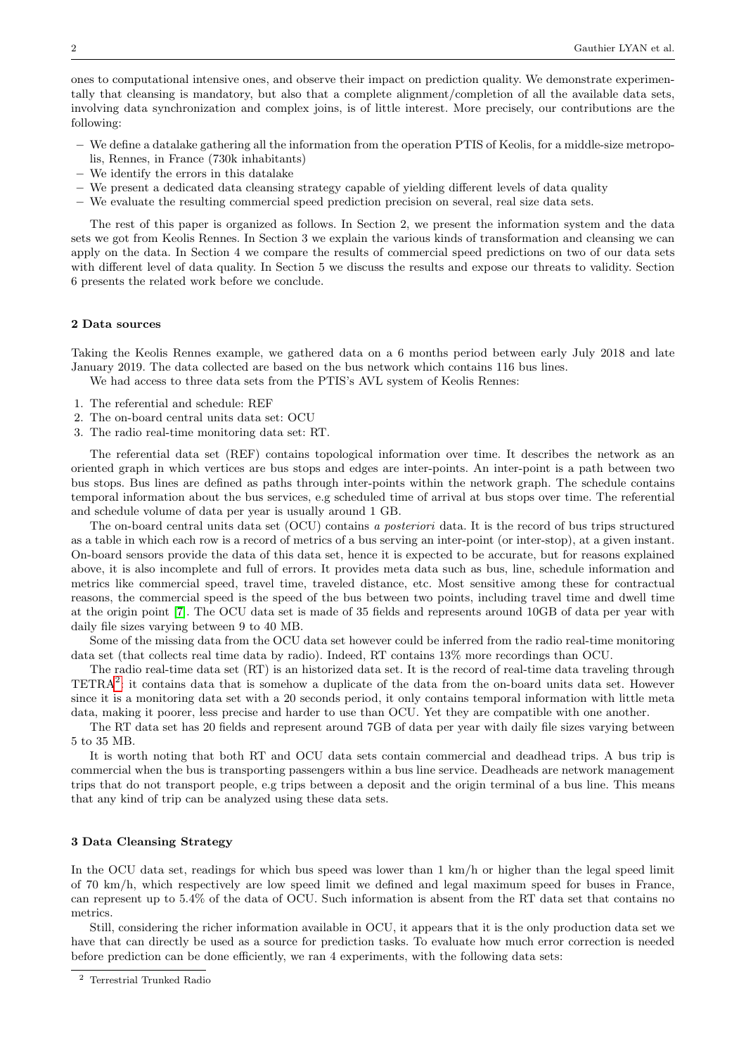ones to computational intensive ones, and observe their impact on prediction quality. We demonstrate experimentally that cleansing is mandatory, but also that a complete alignment/completion of all the available data sets, involving data synchronization and complex joins, is of little interest. More precisely, our contributions are the following:

- We define a datalake gathering all the information from the operation PTIS of Keolis, for a middle-size metropolis, Rennes, in France (730k inhabitants)
- We identify the errors in this datalake
- We present a dedicated data cleansing strategy capable of yielding different levels of data quality
- We evaluate the resulting commercial speed prediction precision on several, real size data sets.

The rest of this paper is organized as follows. In Section 2, we present the information system and the data sets we got from Keolis Rennes. In Section 3 we explain the various kinds of transformation and cleansing we can apply on the data. In Section 4 we compare the results of commercial speed predictions on two of our data sets with different level of data quality. In Section 5 we discuss the results and expose our threats to validity. Section 6 presents the related work before we conclude.

## 2 Data sources

Taking the Keolis Rennes example, we gathered data on a 6 months period between early July 2018 and late January 2019. The data collected are based on the bus network which contains 116 bus lines.

We had access to three data sets from the PTIS's AVL system of Keolis Rennes:

1. The referential and schedule: REF
2. The on-board central units data set: OCU
3. The radio real-time monitoring data set: RT.

The referential data set (REF) contains topological information over time. It describes the network as an oriented graph in which vertices are bus stops and edges are inter-points. An inter-point is a path between two bus stops. Bus lines are defined as paths through inter-points within the network graph. The schedule contains temporal information about the bus services, e.g scheduled time of arrival at bus stops over time. The referential and schedule volume of data per year is usually around 1 GB.

The on-board central units data set (OCU) contains *a posteriori* data. It is the record of bus trips structured as a table in which each row is a record of metrics of a bus serving an inter-point (or inter-stop), at a given instant. On-board sensors provide the data of this data set, hence it is expected to be accurate, but for reasons explained above, it is also incomplete and full of errors. It provides meta data such as bus, line, schedule information and metrics like commercial speed, travel time, traveled distance, etc. Most sensitive among these for contractual reasons, the commercial speed is the speed of the bus between two points, including travel time and dwell time at the origin point [7]. The OCU data set is made of 35 fields and represents around 10GB of data per year with daily file sizes varying between 9 to 40 MB.

Some of the missing data from the OCU data set however could be inferred from the radio real-time monitoring data set (that collects real time data by radio). Indeed, RT contains 13% more recordings than OCU.

The radio real-time data set (RT) is an historized data set. It is the record of real-time data traveling through TETRA[2]: it contains data that is somehow a duplicate of the data from the on-board units data set. However since it is a monitoring data set with a 20 seconds period, it only contains temporal information with little meta data, making it poorer, less precise and harder to use than OCU. Yet they are compatible with one another.

The RT data set has 20 fields and represent around 7GB of data per year with daily file sizes varying between 5 to 35 MB.

It is worth noting that both RT and OCU data sets contain commercial and deadhead trips. A bus trip is commercial when the bus is transporting passengers within a bus line service. Deadheads are network management trips that do not transport people, e.g trips between a deposit and the origin terminal of a bus line. This means that any kind of trip can be analyzed using these data sets.

## 3 Data Cleansing Strategy

In the OCU data set, readings for which bus speed was lower than 1 km/h or higher than the legal speed limit of 70 km/h, which respectively are low speed limit we defined and legal maximum speed for buses in France, can represent up to 5.4% of the data of OCU. Such information is absent from the RT data set that contains no metrics.

Still, considering the richer information available in OCU, it appears that it is the only production data set we have that can directly be used as a source for prediction tasks. To evaluate how much error correction is needed before prediction can be done efficiently, we ran 4 experiments, with the following data sets:

[2] Terrestrial Trunked Radio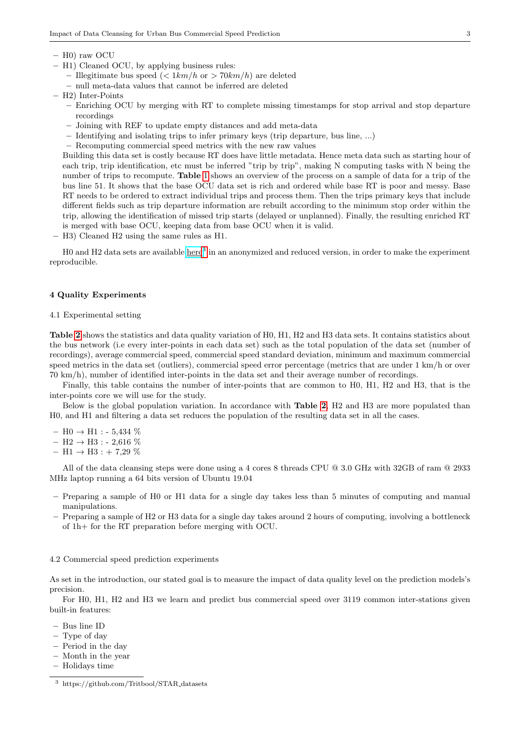- H0) raw OCU
- H1) Cleaned OCU, by applying business rules:
  - Illegitimate bus speed ($< 1km/h$ or $> 70km/h$) are deleted
  - null meta-data values that cannot be inferred are deleted
- H2) Inter-Points
  - Enriching OCU by merging with RT to complete missing timestamps for stop arrival and stop departure recordings
  - Joining with REF to update empty distances and add meta-data
  - Identifying and isolating trips to infer primary keys (trip departure, bus line, ...)
  - Recomputing commercial speed metrics with the new raw values

  Building this data set is costly because RT does have little metadata. Hence meta data such as starting hour of each trip, trip identification, etc must be inferred "trip by trip", making N computing tasks with N being the number of trips to recompute. **Table 1** shows an overview of the process on a sample of data for a trip of the bus line 51. It shows that the base OCU data set is rich and ordered while base RT is poor and messy. Base RT needs to be ordered to extract individual trips and process them. Then the trips primary keys that include different fields such as trip departure information are rebuilt according to the minimum stop order within the trip, allowing the identification of missed trip starts (delayed or unplanned). Finally, the resulting enriched RT is merged with base OCU, keeping data from base OCU when it is valid.
- H3) Cleaned H2 using the same rules as H1.

H0 and H2 data sets are available here[3] in an anonymized and reduced version, in order to make the experiment reproducible.

## 4 Quality Experiments

### 4.1 Experimental setting

**Table 2** shows the statistics and data quality variation of H0, H1, H2 and H3 data sets. It contains statistics about the bus network (i.e every inter-points in each data set) such as the total population of the data set (number of recordings), average commercial speed, commercial speed standard deviation, minimum and maximum commercial speed metrics in the data set (outliers), commercial speed error percentage (metrics that are under 1 km/h or over 70 km/h), number of identified inter-points in the data set and their average number of recordings.

Finally, this table contains the number of inter-points that are common to H0, H1, H2 and H3, that is the inter-points core we will use for the study.

Below is the global population variation. In accordance with **Table 2**, H2 and H3 are more populated than H0, and H1 and filtering a data set reduces the population of the resulting data set in all the cases.

- H0 → H1 : - 5,434 %
- H2 → H3 : - 2,616 %
- H1 → H3 : + 7,29 %

All of the data cleansing steps were done using a 4 cores 8 threads CPU @ 3.0 GHz with 32GB of ram @ 2933 MHz laptop running a 64 bits version of Ubuntu 19.04

- Preparing a sample of H0 or H1 data for a single day takes less than 5 minutes of computing and manual manipulations.
- Preparing a sample of H2 or H3 data for a single day takes around 2 hours of computing, involving a bottleneck of 1h+ for the RT preparation before merging with OCU.

### 4.2 Commercial speed prediction experiments

As set in the introduction, our stated goal is to measure the impact of data quality level on the prediction models's precision.

For H0, H1, H2 and H3 we learn and predict bus commercial speed over 3119 common inter-stations given built-in features:

- Bus line ID
- Type of day
- Period in the day
- Month in the year
- Holidays time

[3] https://github.com/Tritbool/STAR_datasets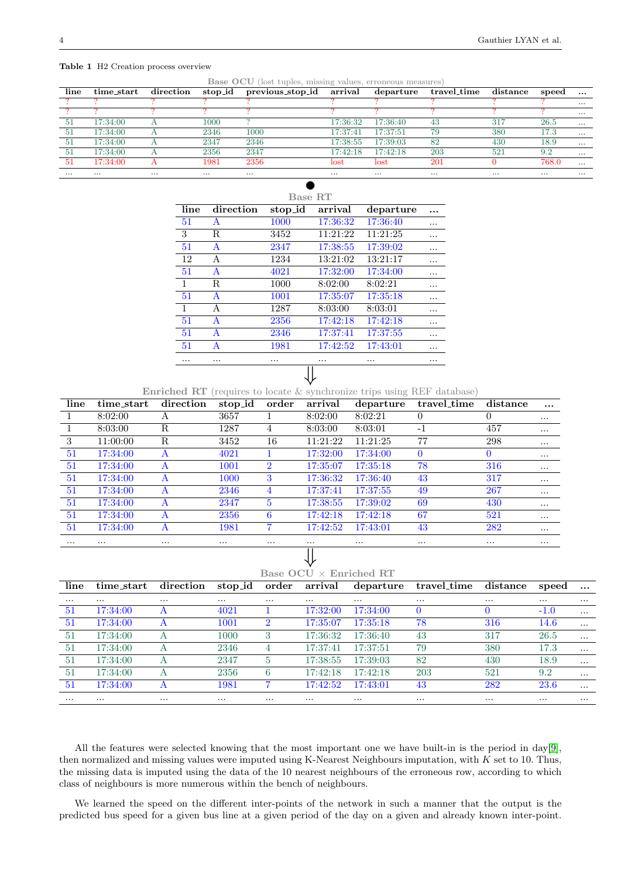**Table 1** H2 Creation process overview

Base OCU (lost tuples, missing values, erroneous measures)

| line | time_start | direction | stop_id | previous_stop_id | arrival | departure | travel_time | distance | speed | ... |
|---|---|---|---|---|---|---|---|---|---|---|
| ? | ? | ? | ? | ? | ? | ? | ? | ? | ? | ... |
| ? | ? | ? | ? | ? | ? | ? | ? | ? | ? | ... |
| 51 | 17:34:00 | A | 1000 | ? | 17:36:32 | 17:36:40 | 43 | 317 | 26.5 | ... |
| 51 | 17:34:00 | A | 2346 | 1000 | 17:37:41 | 17:37:51 | 79 | 380 | 17.3 | ... |
| 51 | 17:34:00 | A | 2347 | 2346 | 17:38:55 | 17:39:03 | 82 | 430 | 18.9 | ... |
| 51 | 17:34:00 | A | 2356 | 2347 | 17:42:18 | 17:42:18 | 203 | 521 | 9.2 | ... |
| 51 | 17:34:00 | A | 1981 | 2356 | lost | lost | 201 | 0 | 768.0 | ... |
| ... | ... | ... | ... | ... | ... | ... | ... | ... | ... | ... |

●

Base RT

| line | direction | stop_id | arrival | departure | ... |
|---|---|---|---|---|---|
| 51 | A | 1000 | 17:36:32 | 17:36:40 | ... |
| 3 | R | 3452 | 11:21:22 | 11:21:25 | ... |
| 51 | A | 2347 | 17:38:55 | 17:39:02 | ... |
| 12 | A | 1234 | 13:21:02 | 13:21:17 | ... |
| 51 | A | 4021 | 17:32:00 | 17:34:00 | ... |
| 1 | R | 1000 | 8:02:00 | 8:02:21 | ... |
| 51 | A | 1001 | 17:35:07 | 17:35:18 | ... |
| 1 | A | 1287 | 8:03:00 | 8:03:01 | ... |
| 51 | A | 2356 | 17:42:18 | 17:42:18 | ... |
| 51 | A | 2346 | 17:37:41 | 17:37:55 | ... |
| 51 | A | 1981 | 17:42:52 | 17:43:01 | ... |
| ... | ... | ... | ... | ... | ... |

⇓

Enriched RT (requires to locate & synchronize trips using REF database)

| line | time_start | direction | stop_id | order | arrival | departure | travel_time | distance | ... |
|---|---|---|---|---|---|---|---|---|---|
| 1 | 8:02:00 | A | 3657 | 1 | 8:02:00 | 8:02:21 | 0 | 0 | ... |
| 1 | 8:03:00 | R | 1287 | 4 | 8:03:00 | 8:03:01 | -1 | 457 | ... |
| 3 | 11:00:00 | R | 3452 | 16 | 11:21:22 | 11:21:25 | 77 | 298 | ... |
| 51 | 17:34:00 | A | 4021 | 1 | 17:32:00 | 17:34:00 | 0 | 0 | ... |
| 51 | 17:34:00 | A | 1001 | 2 | 17:35:07 | 17:35:18 | 78 | 316 | ... |
| 51 | 17:34:00 | A | 1000 | 3 | 17:36:32 | 17:36:40 | 43 | 317 | ... |
| 51 | 17:34:00 | A | 2346 | 4 | 17:37:41 | 17:37:55 | 49 | 267 | ... |
| 51 | 17:34:00 | A | 2347 | 5 | 17:38:55 | 17:39:02 | 69 | 430 | ... |
| 51 | 17:34:00 | A | 2356 | 6 | 17:42:18 | 17:42:18 | 67 | 521 | ... |
| 51 | 17:34:00 | A | 1981 | 7 | 17:42:52 | 17:43:01 | 43 | 282 | ... |
| ... | ... | ... | ... | ... | ... | ... | ... | ... | ... |

⇓

Base OCU × Enriched RT

| line | time_start | direction | stop_id | order | arrival | departure | travel_time | distance | speed | ... |
|---|---|---|---|---|---|---|---|---|---|---|
| ... | ... | ... | ... | ... | ... | ... | ... | ... | ... | ... |
| 51 | 17:34:00 | A | 4021 | 1 | 17:32:00 | 17:34:00 | 0 | 0 | -1.0 | ... |
| 51 | 17:34:00 | A | 1001 | 2 | 17:35:07 | 17:35:18 | 78 | 316 | 14.6 | ... |
| 51 | 17:34:00 | A | 1000 | 3 | 17:36:32 | 17:36:40 | 43 | 317 | 26.5 | ... |
| 51 | 17:34:00 | A | 2346 | 4 | 17:37:41 | 17:37:51 | 79 | 380 | 17.3 | ... |
| 51 | 17:34:00 | A | 2347 | 5 | 17:38:55 | 17:39:03 | 82 | 430 | 18.9 | ... |
| 51 | 17:34:00 | A | 2356 | 6 | 17:42:18 | 17:42:18 | 203 | 521 | 9.2 | ... |
| 51 | 17:34:00 | A | 1981 | 7 | 17:42:52 | 17:43:01 | 43 | 282 | 23.6 | ... |
| ... | ... | ... | ... | ... | ... | ... | ... | ... | ... | ... |

All the features were selected knowing that the most important one we have built-in is the period in day[9], then normalized and missing values were imputed using K-Nearest Neighbours imputation, with $K$ set to 10. Thus, the missing data is imputed using the data of the 10 nearest neighbours of the erroneous row, according to which class of neighbours is more numerous within the bench of neighbours.

We learned the speed on the different inter-points of the network in such a manner that the output is the predicted bus speed for a given bus line at a given period of the day on a given and already known inter-point.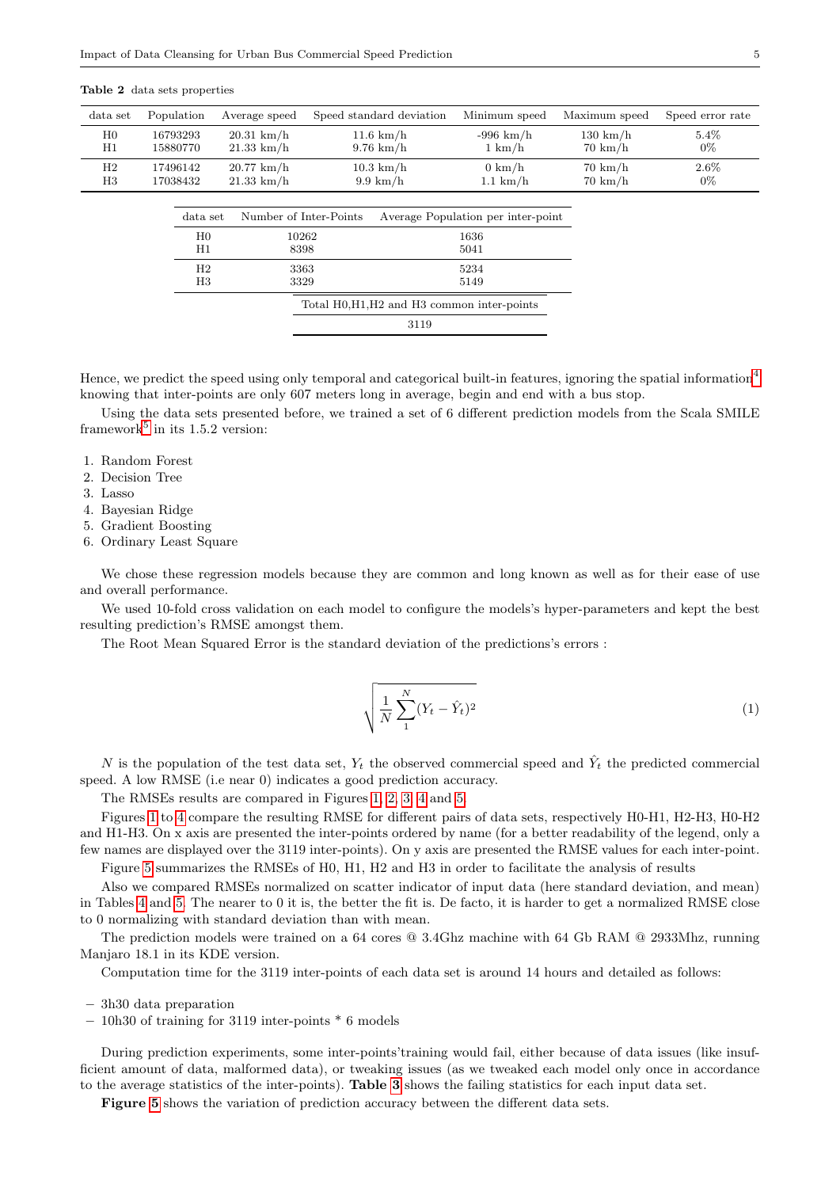**Table 2** data sets properties

| data set | Population | Average speed | Speed standard deviation | Minimum speed | Maximum speed | Speed error rate |
|---|---|---|---|---|---|---|
| H0 | 16793293 | 20.31 km/h | 11.6 km/h | -996 km/h | 130 km/h | 5.4% |
| H1 | 15880770 | 21.33 km/h | 9.76 km/h | 1 km/h | 70 km/h | 0% |
| H2 | 17496142 | 20.77 km/h | 10.3 km/h | 0 km/h | 70 km/h | 2.6% |
| H3 | 17038432 | 21.33 km/h | 9.9 km/h | 1.1 km/h | 70 km/h | 0% |

| data set | Number of Inter-Points | Average Population per inter-point |
|---|---|---|
| H0 | 10262 | 1636 |
| H1 | 8398 | 5041 |
| H2 | 3363 | 5234 |
| H3 | 3329 | 5149 |

| Total H0,H1,H2 and H3 common inter-points |
|---|
| 3119 |

Hence, we predict the speed using only temporal and categorical built-in features, ignoring the spatial information[4] knowing that inter-points are only 607 meters long in average, begin and end with a bus stop.

Using the data sets presented before, we trained a set of 6 different prediction models from the Scala SMILE framework[5] in its 1.5.2 version:

1. Random Forest
2. Decision Tree
3. Lasso
4. Bayesian Ridge
5. Gradient Boosting
6. Ordinary Least Square

We chose these regression models because they are common and long known as well as for their ease of use and overall performance.

We used 10-fold cross validation on each model to configure the models's hyper-parameters and kept the best resulting prediction's RMSE amongst them.

The Root Mean Squared Error is the standard deviation of the predictions's errors :

$$\sqrt{\frac{1}{N}\sum_{1}^{N}(Y_t - \hat{Y}_t)^2} \tag{1}$$

$N$ is the population of the test data set, $Y_t$ the observed commercial speed and $\hat{Y}_t$ the predicted commercial speed. A low RMSE (i.e near 0) indicates a good prediction accuracy.

The RMSEs results are compared in Figures 1, 2, 3, 4 and 5.

Figures 1 to 4 compare the resulting RMSE for different pairs of data sets, respectively H0-H1, H2-H3, H0-H2 and H1-H3. On x axis are presented the inter-points ordered by name (for a better readability of the legend, only a few names are displayed over the 3119 inter-points). On y axis are presented the RMSE values for each inter-point.

Figure 5 summarizes the RMSEs of H0, H1, H2 and H3 in order to facilitate the analysis of results

Also we compared RMSEs normalized on scatter indicator of input data (here standard deviation, and mean) in Tables 4 and 5. The nearer to 0 it is, the better the fit is. De facto, it is harder to get a normalized RMSE close to 0 normalizing with standard deviation than with mean.

The prediction models were trained on a 64 cores @ 3.4Ghz machine with 64 Gb RAM @ 2933Mhz, running Manjaro 18.1 in its KDE version.

Computation time for the 3119 inter-points of each data set is around 14 hours and detailed as follows:

- 3h30 data preparation
- 10h30 of training for 3119 inter-points * 6 models

During prediction experiments, some inter-points'training would fail, either because of data issues (like insufficient amount of data, malformed data), or tweaking issues (as we tweaked each model only once in accordance to the average statistics of the inter-points). **Table 3** shows the failing statistics for each input data set.

**Figure 5** shows the variation of prediction accuracy between the different data sets.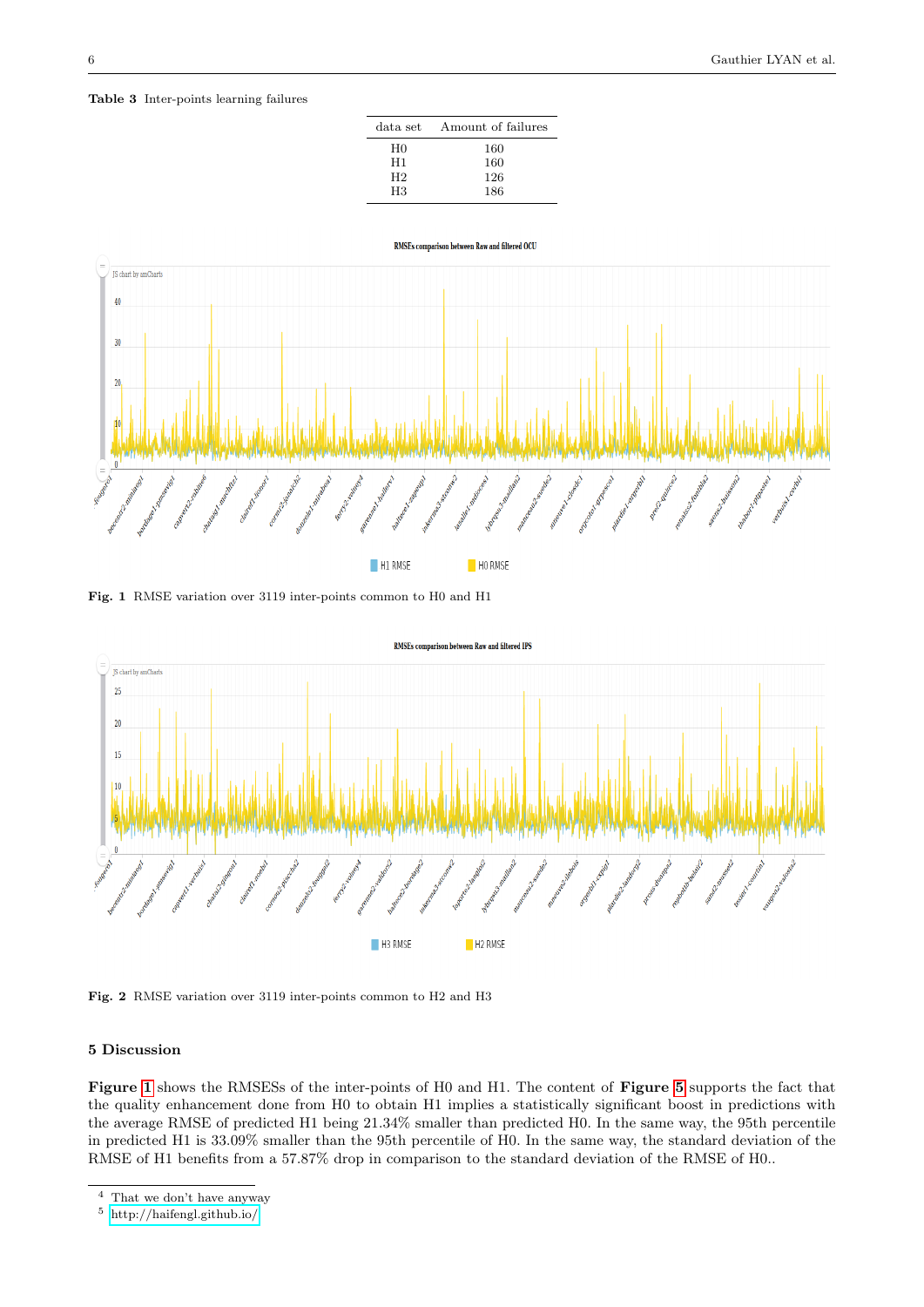**Table 3** Inter-points learning failures

| data set | Amount of failures |
|---|---|
| H0 | 160 |
| H1 | 160 |
| H2 | 126 |
| H3 | 186 |

**Fig. 1** RMSE variation over 3119 inter-points common to H0 and H1

**Fig. 2** RMSE variation over 3119 inter-points common to H2 and H3

## 5 Discussion

**Figure 1** shows the RMSESs of the inter-points of H0 and H1. The content of **Figure 5** supports the fact that the quality enhancement done from H0 to obtain H1 implies a statistically significant boost in predictions with the average RMSE of predicted H1 being 21.34% smaller than predicted H0. In the same way, the 95th percentile in predicted H1 is 33.09% smaller than the 95th percentile of H0. In the same way, the standard deviation of the RMSE of H1 benefits from a 57.87% drop in comparison to the standard deviation of the RMSE of H0..

[4] That we don't have anyway

[5] http://haifengl.github.io/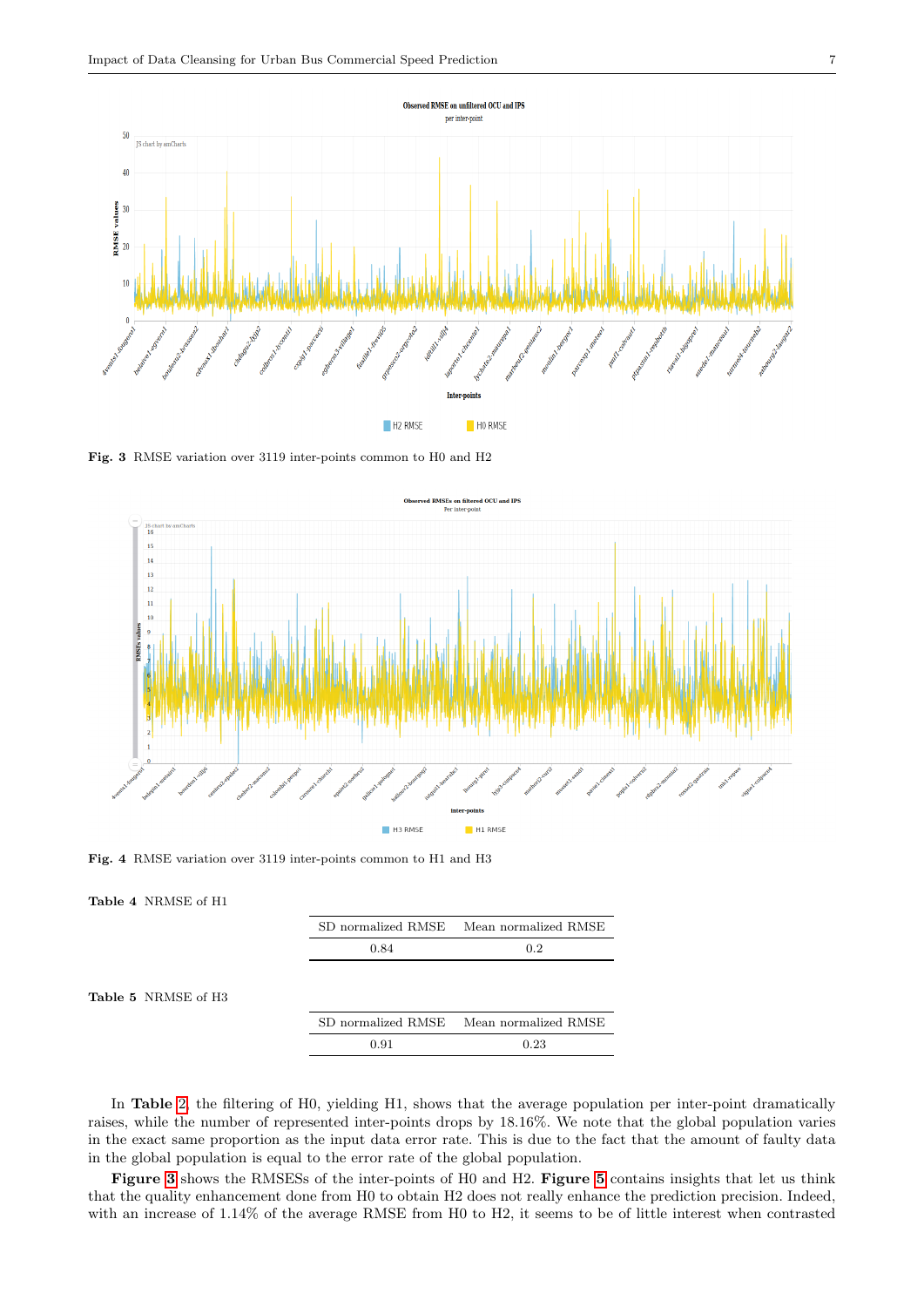Fig. 3 RMSE variation over 3119 inter-points common to H0 and H2

Fig. 4 RMSE variation over 3119 inter-points common to H1 and H3

**Table 4** NRMSE of H1

| SD normalized RMSE | Mean normalized RMSE |
| --- | --- |
| 0.84 | 0.2 |

**Table 5** NRMSE of H3

| SD normalized RMSE | Mean normalized RMSE |
| --- | --- |
| 0.91 | 0.23 |

In **Table 2**, the filtering of H0, yielding H1, shows that the average population per inter-point dramatically raises, while the number of represented inter-points drops by 18.16%. We note that the global population varies in the exact same proportion as the input data error rate. This is due to the fact that the amount of faulty data in the global population is equal to the error rate of the global population.

**Figure 3** shows the RMSESs of the inter-points of H0 and H2. **Figure 5** contains insights that let us think that the quality enhancement done from H0 to obtain H2 does not really enhance the prediction precision. Indeed, with an increase of 1.14% of the average RMSE from H0 to H2, it seems to be of little interest when contrasted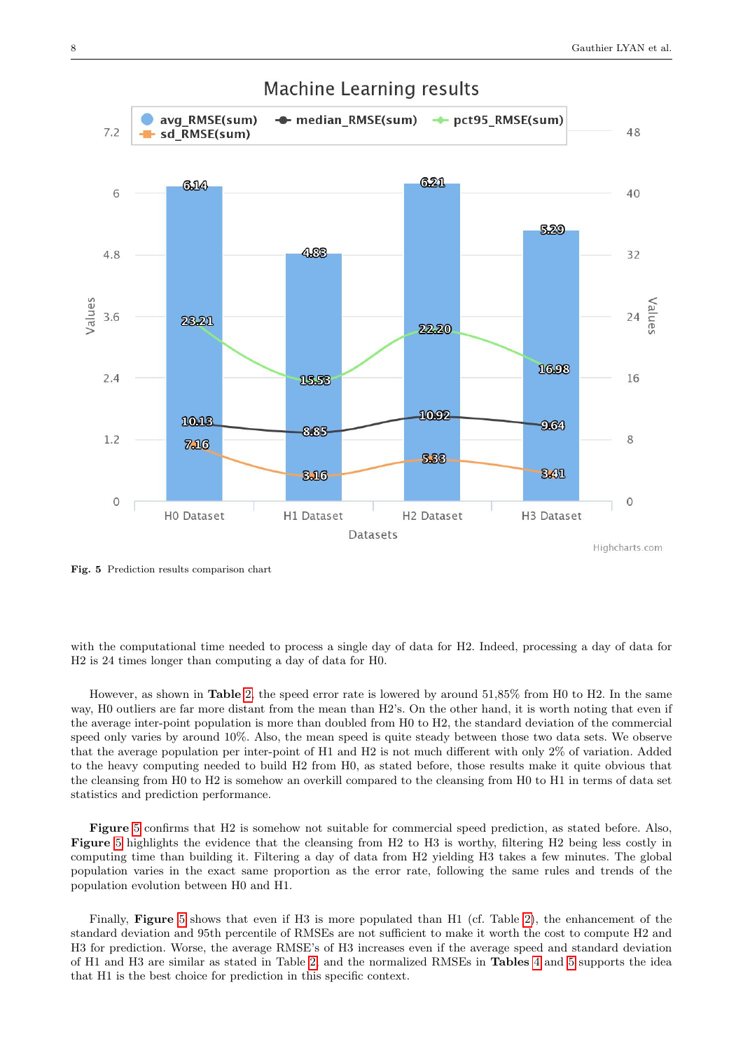Fig. 5 Prediction results comparison chart

with the computational time needed to process a single day of data for H2. Indeed, processing a day of data for H2 is 24 times longer than computing a day of data for H0.

However, as shown in **Table** 2, the speed error rate is lowered by around 51,85% from H0 to H2. In the same way, H0 outliers are far more distant from the mean than H2's. On the other hand, it is worth noting that even if the average inter-point population is more than doubled from H0 to H2, the standard deviation of the commercial speed only varies by around 10%. Also, the mean speed is quite steady between those two data sets. We observe that the average population per inter-point of H1 and H2 is not much different with only 2% of variation. Added to the heavy computing needed to build H2 from H0, as stated before, those results make it quite obvious that the cleansing from H0 to H2 is somehow an overkill compared to the cleansing from H0 to H1 in terms of data set statistics and prediction performance.

**Figure** 5 confirms that H2 is somehow not suitable for commercial speed prediction, as stated before. Also, **Figure** 5 highlights the evidence that the cleansing from H2 to H3 is worthy, filtering H2 being less costly in computing time than building it. Filtering a day of data from H2 yielding H3 takes a few minutes. The global population varies in the exact same proportion as the error rate, following the same rules and trends of the population evolution between H0 and H1.

Finally, **Figure** 5 shows that even if H3 is more populated than H1 (cf. Table 2), the enhancement of the standard deviation and 95th percentile of RMSEs are not sufficient to make it worth the cost to compute H2 and H3 for prediction. Worse, the average RMSE's of H3 increases even if the average speed and standard deviation of H1 and H3 are similar as stated in Table 2, and the normalized RMSEs in **Tables** 4 and 5 supports the idea that H1 is the best choice for prediction in this specific context.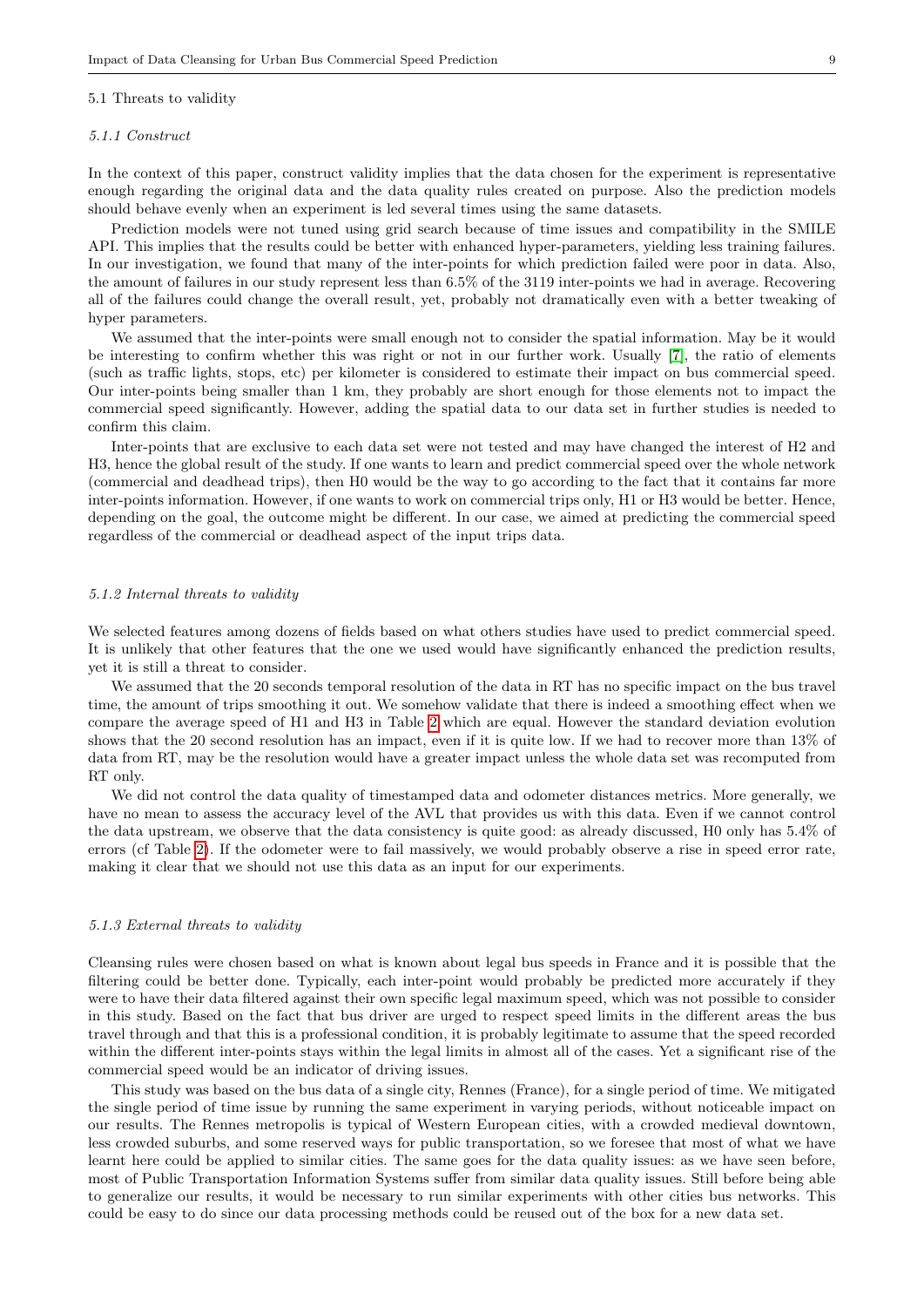### 5.1 Threats to validity

#### *5.1.1 Construct*

In the context of this paper, construct validity implies that the data chosen for the experiment is representative enough regarding the original data and the data quality rules created on purpose. Also the prediction models should behave evenly when an experiment is led several times using the same datasets.

Prediction models were not tuned using grid search because of time issues and compatibility in the SMILE API. This implies that the results could be better with enhanced hyper-parameters, yielding less training failures. In our investigation, we found that many of the inter-points for which prediction failed were poor in data. Also, the amount of failures in our study represent less than 6.5% of the 3119 inter-points we had in average. Recovering all of the failures could change the overall result, yet, probably not dramatically even with a better tweaking of hyper parameters.

We assumed that the inter-points were small enough not to consider the spatial information. May be it would be interesting to confirm whether this was right or not in our further work. Usually [7], the ratio of elements (such as traffic lights, stops, etc) per kilometer is considered to estimate their impact on bus commercial speed. Our inter-points being smaller than 1 km, they probably are short enough for those elements not to impact the commercial speed significantly. However, adding the spatial data to our data set in further studies is needed to confirm this claim.

Inter-points that are exclusive to each data set were not tested and may have changed the interest of H2 and H3, hence the global result of the study. If one wants to learn and predict commercial speed over the whole network (commercial and deadhead trips), then H0 would be the way to go according to the fact that it contains far more inter-points information. However, if one wants to work on commercial trips only, H1 or H3 would be better. Hence, depending on the goal, the outcome might be different. In our case, we aimed at predicting the commercial speed regardless of the commercial or deadhead aspect of the input trips data.

#### *5.1.2 Internal threats to validity*

We selected features among dozens of fields based on what others studies have used to predict commercial speed. It is unlikely that other features that the one we used would have significantly enhanced the prediction results, yet it is still a threat to consider.

We assumed that the 20 seconds temporal resolution of the data in RT has no specific impact on the bus travel time, the amount of trips smoothing it out. We somehow validate that there is indeed a smoothing effect when we compare the average speed of H1 and H3 in Table 2 which are equal. However the standard deviation evolution shows that the 20 second resolution has an impact, even if it is quite low. If we had to recover more than 13% of data from RT, may be the resolution would have a greater impact unless the whole data set was recomputed from RT only.

We did not control the data quality of timestamped data and odometer distances metrics. More generally, we have no mean to assess the accuracy level of the AVL that provides us with this data. Even if we cannot control the data upstream, we observe that the data consistency is quite good: as already discussed, H0 only has 5.4% of errors (cf Table 2). If the odometer were to fail massively, we would probably observe a rise in speed error rate, making it clear that we should not use this data as an input for our experiments.

#### *5.1.3 External threats to validity*

Cleansing rules were chosen based on what is known about legal bus speeds in France and it is possible that the filtering could be better done. Typically, each inter-point would probably be predicted more accurately if they were to have their data filtered against their own specific legal maximum speed, which was not possible to consider in this study. Based on the fact that bus driver are urged to respect speed limits in the different areas the bus travel through and that this is a professional condition, it is probably legitimate to assume that the speed recorded within the different inter-points stays within the legal limits in almost all of the cases. Yet a significant rise of the commercial speed would be an indicator of driving issues.

This study was based on the bus data of a single city, Rennes (France), for a single period of time. We mitigated the single period of time issue by running the same experiment in varying periods, without noticeable impact on our results. The Rennes metropolis is typical of Western European cities, with a crowded medieval downtown, less crowded suburbs, and some reserved ways for public transportation, so we foresee that most of what we have learnt here could be applied to similar cities. The same goes for the data quality issues: as we have seen before, most of Public Transportation Information Systems suffer from similar data quality issues. Still before being able to generalize our results, it would be necessary to run similar experiments with other cities bus networks. This could be easy to do since our data processing methods could be reused out of the box for a new data set.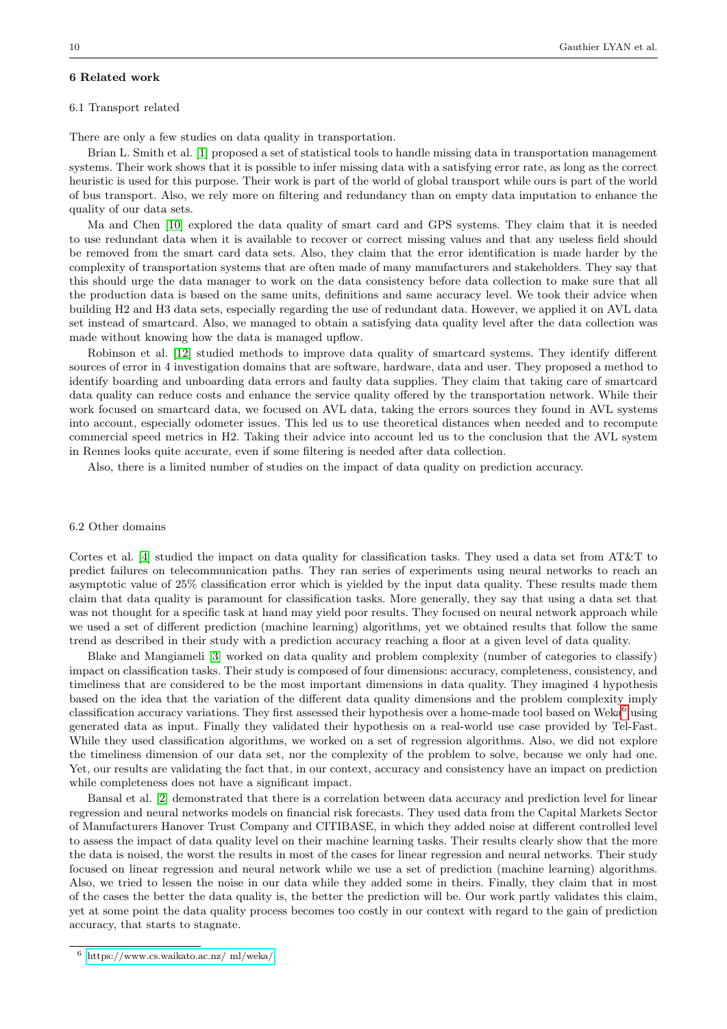## 6 Related work

### 6.1 Transport related

There are only a few studies on data quality in transportation.

Brian L. Smith et al. [1] proposed a set of statistical tools to handle missing data in transportation management systems. Their work shows that it is possible to infer missing data with a satisfying error rate, as long as the correct heuristic is used for this purpose. Their work is part of the world of global transport while ours is part of the world of bus transport. Also, we rely more on filtering and redundancy than on empty data imputation to enhance the quality of our data sets.

Ma and Chen [10] explored the data quality of smart card and GPS systems. They claim that it is needed to use redundant data when it is available to recover or correct missing values and that any useless field should be removed from the smart card data sets. Also, they claim that the error identification is made harder by the complexity of transportation systems that are often made of many manufacturers and stakeholders. They say that this should urge the data manager to work on the data consistency before data collection to make sure that all the production data is based on the same units, definitions and same accuracy level. We took their advice when building H2 and H3 data sets, especially regarding the use of redundant data. However, we applied it on AVL data set instead of smartcard. Also, we managed to obtain a satisfying data quality level after the data collection was made without knowing how the data is managed upflow.

Robinson et al. [12] studied methods to improve data quality of smartcard systems. They identify different sources of error in 4 investigation domains that are software, hardware, data and user. They proposed a method to identify boarding and unboarding data errors and faulty data supplies. They claim that taking care of smartcard data quality can reduce costs and enhance the service quality offered by the transportation network. While their work focused on smartcard data, we focused on AVL data, taking the errors sources they found in AVL systems into account, especially odometer issues. This led us to use theoretical distances when needed and to recompute commercial speed metrics in H2. Taking their advice into account led us to the conclusion that the AVL system in Rennes looks quite accurate, even if some filtering is needed after data collection.

Also, there is a limited number of studies on the impact of data quality on prediction accuracy.

### 6.2 Other domains

Cortes et al. [4] studied the impact on data quality for classification tasks. They used a data set from AT&T to predict failures on telecommunication paths. They ran series of experiments using neural networks to reach an asymptotic value of 25% classification error which is yielded by the input data quality. These results made them claim that data quality is paramount for classification tasks. More generally, they say that using a data set that was not thought for a specific task at hand may yield poor results. They focused on neural network approach while we used a set of different prediction (machine learning) algorithms, yet we obtained results that follow the same trend as described in their study with a prediction accuracy reaching a floor at a given level of data quality.

Blake and Mangiameli [3] worked on data quality and problem complexity (number of categories to classify) impact on classification tasks. Their study is composed of four dimensions: accuracy, completeness, consistency, and timeliness that are considered to be the most important dimensions in data quality. They imagined 4 hypothesis based on the idea that the variation of the different data quality dimensions and the problem complexity imply classification accuracy variations. They first assessed their hypothesis over a home-made tool based on Weka[6] using generated data as input. Finally they validated their hypothesis on a real-world use case provided by Tel-Fast. While they used classification algorithms, we worked on a set of regression algorithms. Also, we did not explore the timeliness dimension of our data set, nor the complexity of the problem to solve, because we only had one. Yet, our results are validating the fact that, in our context, accuracy and consistency have an impact on prediction while completeness does not have a significant impact.

Bansal et al. [2] demonstrated that there is a correlation between data accuracy and prediction level for linear regression and neural networks models on financial risk forecasts. They used data from the Capital Markets Sector of Manufacturers Hanover Trust Company and CITIBASE, in which they added noise at different controlled level to assess the impact of data quality level on their machine learning tasks. Their results clearly show that the more the data is noised, the worst the results in most of the cases for linear regression and neural networks. Their study focused on linear regression and neural network while we use a set of prediction (machine learning) algorithms. Also, we tried to lessen the noise in our data while they added some in theirs. Finally, they claim that in most of the cases the better the data quality is, the better the prediction will be. Our work partly validates this claim, yet at some point the data quality process becomes too costly in our context with regard to the gain of prediction accuracy, that starts to stagnate.

---

[6] https://www.cs.waikato.ac.nz/ ml/weka/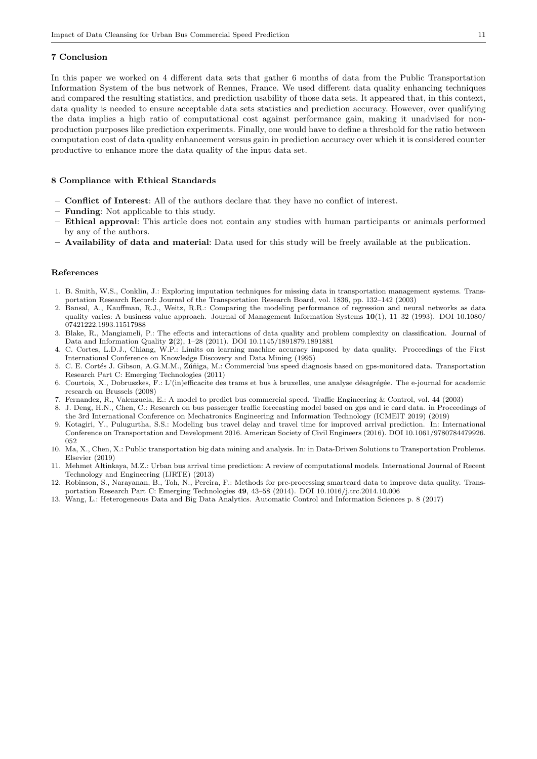## 7 Conclusion

In this paper we worked on 4 different data sets that gather 6 months of data from the Public Transportation Information System of the bus network of Rennes, France. We used different data quality enhancing techniques and compared the resulting statistics, and prediction usability of those data sets. It appeared that, in this context, data quality is needed to ensure acceptable data sets statistics and prediction accuracy. However, over qualifying the data implies a high ratio of computational cost against performance gain, making it unadvised for non-production purposes like prediction experiments. Finally, one would have to define a threshold for the ratio between computation cost of data quality enhancement versus gain in prediction accuracy over which it is considered counter productive to enhance more the data quality of the input data set.

## 8 Compliance with Ethical Standards

- **Conflict of Interest**: All of the authors declare that they have no conflict of interest.
- **Funding**: Not applicable to this study.
- **Ethical approval**: This article does not contain any studies with human participants or animals performed by any of the authors.
- **Availability of data and material**: Data used for this study will be freely available at the publication.

## References

1. B. Smith, W.S., Conklin, J.: Exploring imputation techniques for missing data in transportation management systems. Transportation Research Record: Journal of the Transportation Research Board, vol. 1836, pp. 132–142 (2003)
2. Bansal, A., Kauffman, R.J., Weitz, R.R.: Comparing the modeling performance of regression and neural networks as data quality varies: A business value approach. Journal of Management Information Systems **10**(1), 11–32 (1993). DOI 10.1080/07421222.1993.11517988
3. Blake, R., Mangiameli, P.: The effects and interactions of data quality and problem complexity on classification. Journal of Data and Information Quality **2**(2), 1–28 (2011). DOI 10.1145/1891879.1891881
4. C. Cortes, L.D.J., Chiang, W.P.: Limits on learning machine accuracy imposed by data quality. Proceedings of the First International Conference on Knowledge Discovery and Data Mining (1995)
5. C. E. Cortés J. Gibson, A.G.M.M., Zúñiga, M.: Commercial bus speed diagnosis based on gps-monitored data. Transportation Research Part C: Emerging Technologies (2011)
6. Courtois, X., Dobruszkes, F.: L'(in)efficacite des trams et bus à bruxelles, une analyse désagrégée. The e-journal for academic research on Brussels (2008)
7. Fernandez, R., Valenzuela, E.: A model to predict bus commercial speed. Traffic Engineering & Control, vol. 44 (2003)
8. J. Deng, H.N., Chen, C.: Research on bus passenger traffic forecasting model based on gps and ic card data. in Proceedings of the 3rd International Conference on Mechatronics Engineering and Information Technology (ICMEIT 2019) (2019)
9. Kotagiri, Y., Pulugurtha, S.S.: Modeling bus travel delay and travel time for improved arrival prediction. In: International Conference on Transportation and Development 2016. American Society of Civil Engineers (2016). DOI 10.1061/9780784479926.052
10. Ma, X., Chen, X.: Public transportation big data mining and analysis. In: in Data-Driven Solutions to Transportation Problems. Elsevier (2019)
11. Mehmet Altinkaya, M.Z.: Urban bus arrival time prediction: A review of computational models. International Journal of Recent Technology and Engineering (IJRTE) (2013)
12. Robinson, S., Narayanan, B., Toh, N., Pereira, F.: Methods for pre-processing smartcard data to improve data quality. Transportation Research Part C: Emerging Technologies **49**, 43–58 (2014). DOI 10.1016/j.trc.2014.10.006
13. Wang, L.: Heterogeneous Data and Big Data Analytics. Automatic Control and Information Sciences p. 8 (2017)